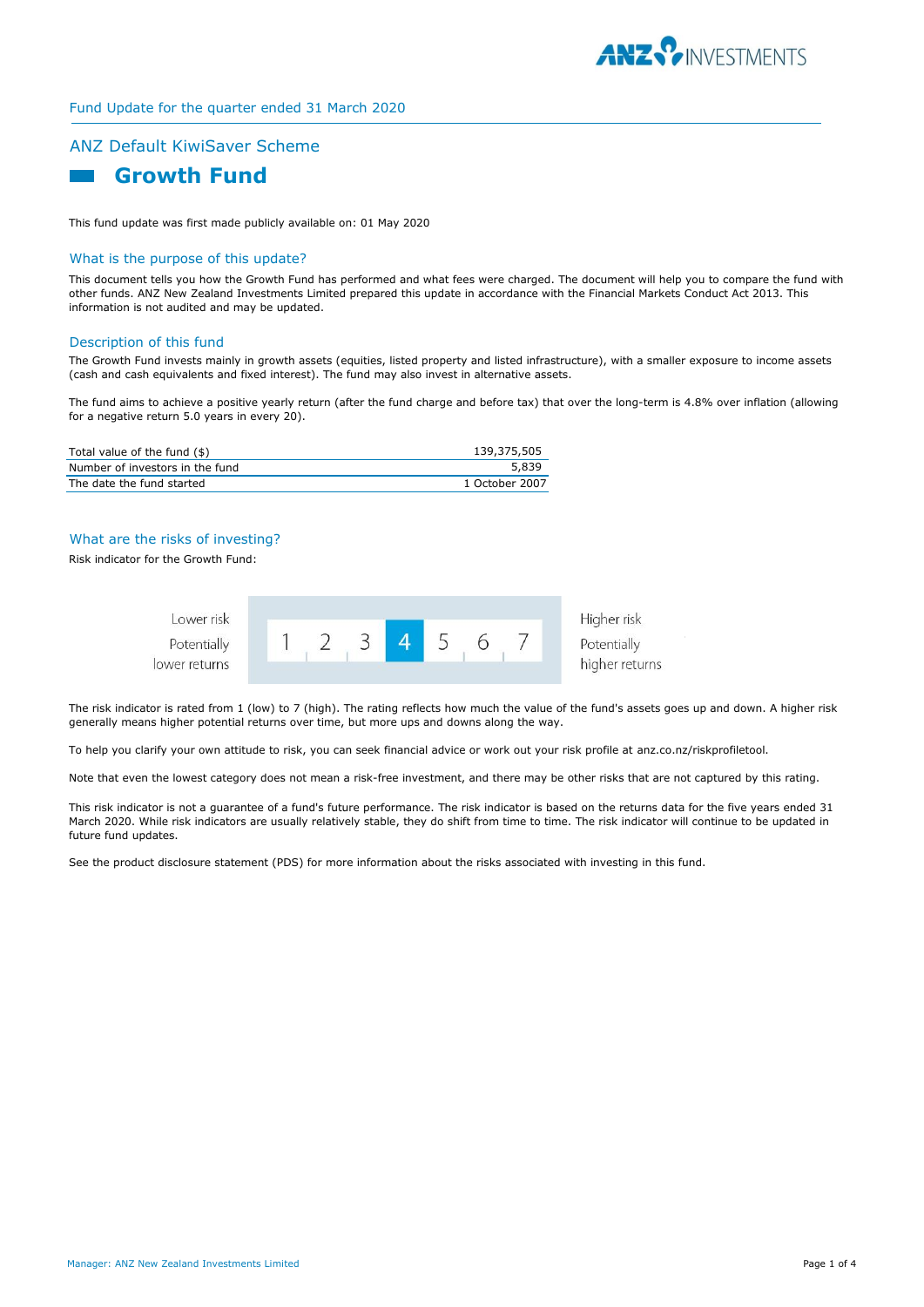Fund Update for the quarter ended 31 March 2020

## ANZ Default KiwiSaver Scheme

# Growth Fund

This fund update was first made publicly available on: 01 May 2020

## What is the purpose of this update?

This document tells you how the Growth Fund has performed and what fees were charged. The document will help you to compare the fund with other funds. ANZ New Zealand Investments Limited prepared this update in accordance with the Financial Markets Conduct Act 2013. This information is not audited and may be updated.

## Description of this fund

The Growth Fund invests mainly in growth assets (equities, listed property and listed infrastructure), with a smaller exposure to income assets (cash and cash equivalents and fixed interest). The fund may also invest in alternative assets.

The fund aims to achieve a positive yearly return (after the fund charge and before tax) that over the long-term is 4.8% over inflation (allowing for a negative return 5.0 years in every 20).

| | |
|---|---|
| Total value of the fund ($) | 139,375,505 |
| Number of investors in the fund | 5,839 |
| The date the fund started | 1 October 2007 |

## What are the risks of investing?

Risk indicator for the Growth Fund:

| Lower risk<br>Potentially lower returns | 1 | 2 | 3 | **4** | 5 | 6 | 7 | Higher risk<br>Potentially higher returns |
|---|---|---|---|---|---|---|---|---|

The risk indicator is rated from 1 (low) to 7 (high). The rating reflects how much the value of the fund's assets goes up and down. A higher risk generally means higher potential returns over time, but more ups and downs along the way.

To help you clarify your own attitude to risk, you can seek financial advice or work out your risk profile at anz.co.nz/riskprofiletool.

Note that even the lowest category does not mean a risk-free investment, and there may be other risks that are not captured by this rating.

This risk indicator is not a guarantee of a fund's future performance. The risk indicator is based on the returns data for the five years ended 31 March 2020. While risk indicators are usually relatively stable, they do shift from time to time. The risk indicator will continue to be updated in future fund updates.

See the product disclosure statement (PDS) for more information about the risks associated with investing in this fund.

Manager: ANZ New Zealand Investments Limited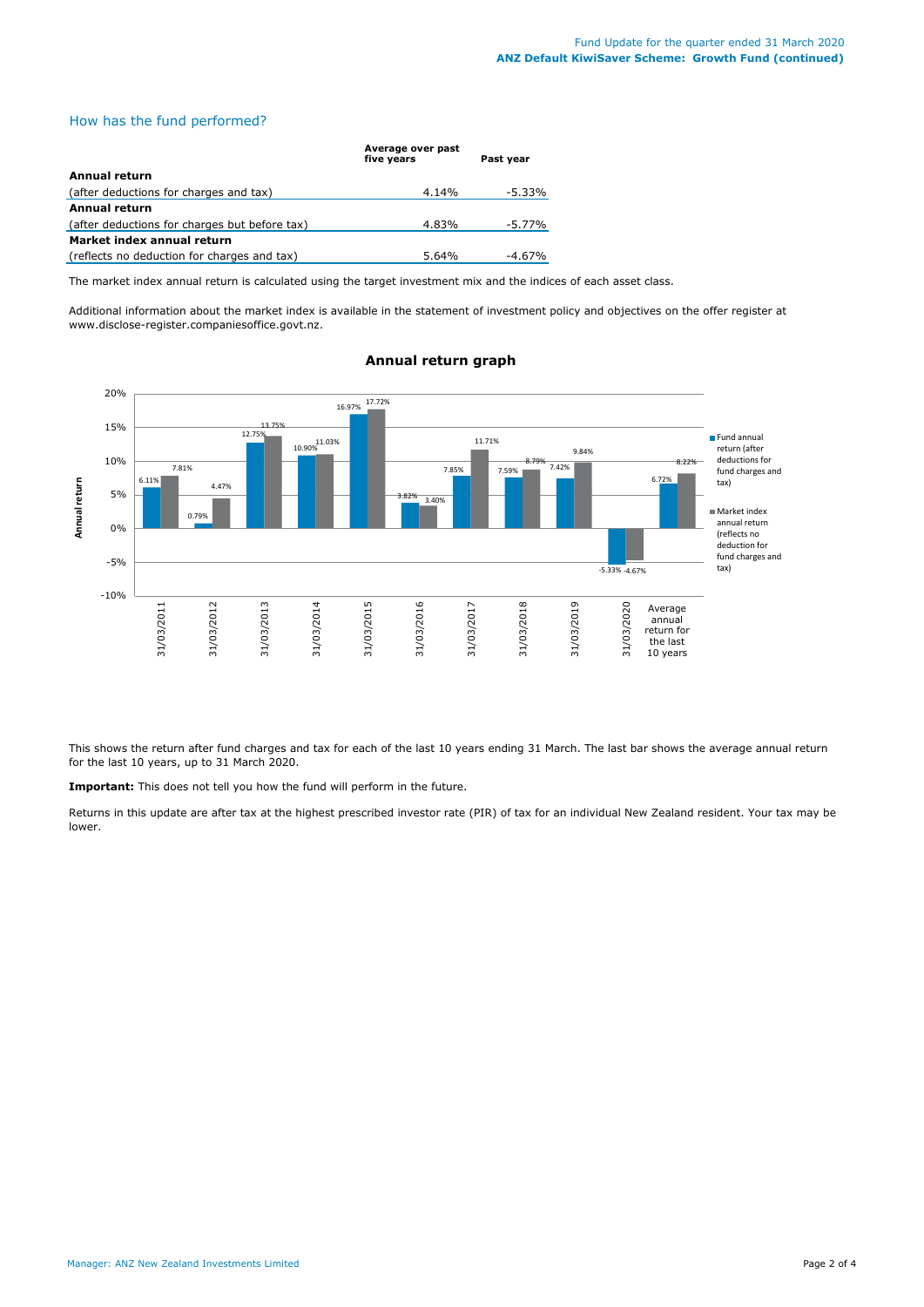## How has the fund performed?

| | Average over past five years | Past year |
|---|---|---|
| **Annual return** | | |
| (after deductions for charges and tax) | 4.14% | -5.33% |
| **Annual return** | | |
| (after deductions for charges but before tax) | 4.83% | -5.77% |
| **Market index annual return** | | |
| (reflects no deduction for charges and tax) | 5.64% | -4.67% |

The market index annual return is calculated using the target investment mix and the indices of each asset class.

Additional information about the market index is available in the statement of investment policy and objectives on the offer register at www.disclose-register.companiesoffice.govt.nz.

**Annual return graph**

| | Fund annual return (after deductions for fund charges and tax) | Market index annual return (reflects no deduction for fund charges and tax) |
|---|---|---|
| 31/03/2011 | 6.11% | 7.81% |
| 31/03/2012 | 0.79% | 4.47% |
| 31/03/2013 | 12.75% | 13.75% |
| 31/03/2014 | 10.90% | 11.03% |
| 31/03/2015 | 16.97% | 17.72% |
| 31/03/2016 | 3.82% | 3.40% |
| 31/03/2017 | 7.85% | 11.71% |
| 31/03/2018 | 7.59% | 8.79% |
| 31/03/2019 | 7.42% | 9.84% |
| 31/03/2020 | -5.33% | -4.67% |
| Average annual return for the last 10 years | 6.72% | 8.22% |

This shows the return after fund charges and tax for each of the last 10 years ending 31 March. The last bar shows the average annual return for the last 10 years, up to 31 March 2020.

**Important:** This does not tell you how the fund will perform in the future.

Returns in this update are after tax at the highest prescribed investor rate (PIR) of tax for an individual New Zealand resident. Your tax may be lower.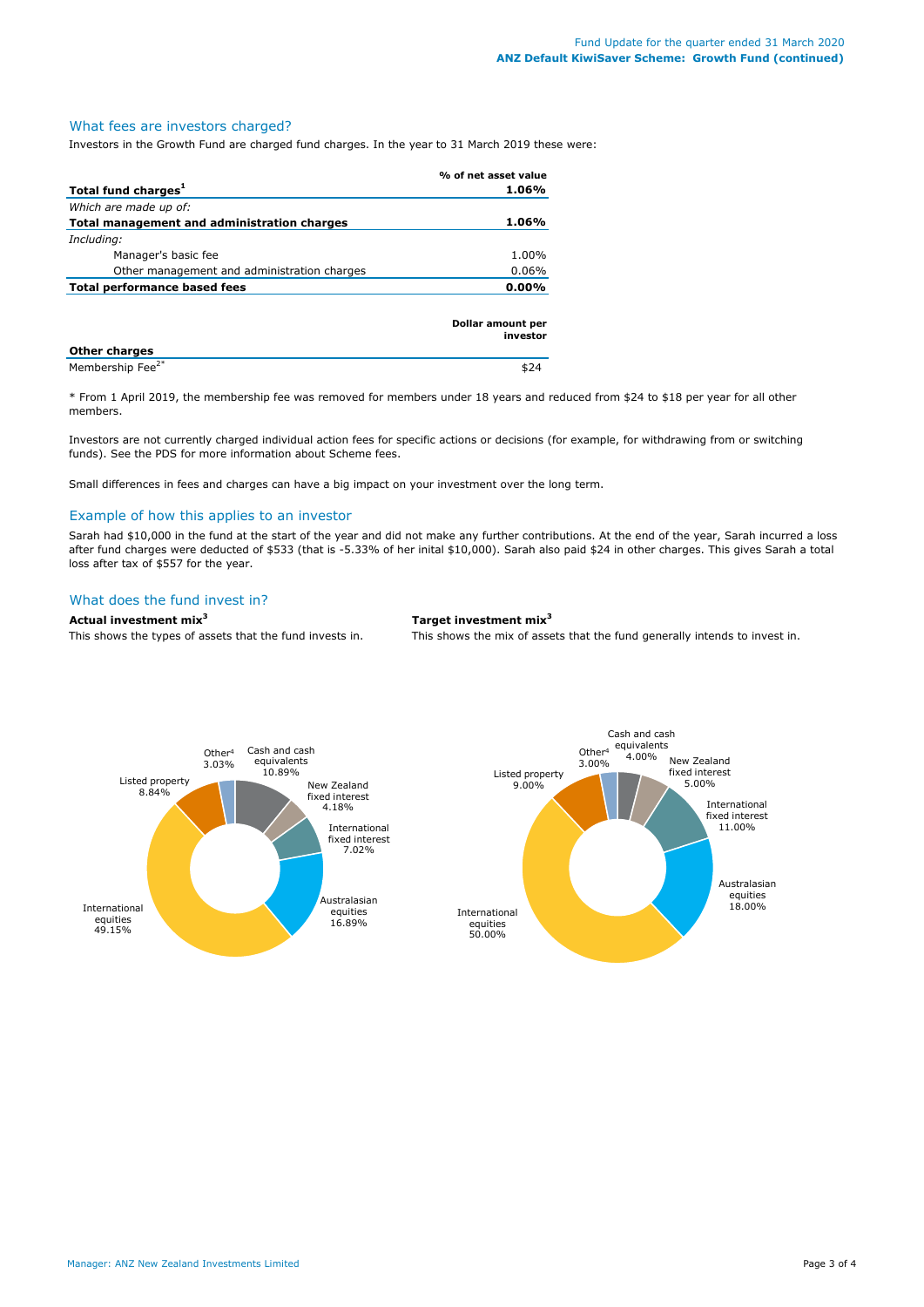## What fees are investors charged?

Investors in the Growth Fund are charged fund charges. In the year to 31 March 2019 these were:

| | % of net asset value |
|---|---|
| **Total fund charges[1]** | **1.06%** |
| *Which are made up of:* | |
| **Total management and administration charges** | **1.06%** |
| *Including:* | |
| Manager's basic fee | 1.00% |
| Other management and administration charges | 0.06% |
| **Total performance based fees** | **0.00%** |

| **Other charges** | **Dollar amount per investor** |
|---|---|
| Membership Fee[2*] | $24 |

* From 1 April 2019, the membership fee was removed for members under 18 years and reduced from $24 to $18 per year for all other members.

Investors are not currently charged individual action fees for specific actions or decisions (for example, for withdrawing from or switching funds). See the PDS for more information about Scheme fees.

Small differences in fees and charges can have a big impact on your investment over the long term.

## Example of how this applies to an investor

Sarah had $10,000 in the fund at the start of the year and did not make any further contributions. At the end of the year, Sarah incurred a loss after fund charges were deducted of $533 (that is -5.33% of her inital $10,000). Sarah also paid $24 in other charges. This gives Sarah a total loss after tax of $557 for the year.

## What does the fund invest in?

**Actual investment mix[3]**

This shows the types of assets that the fund invests in.

| Asset type | Actual |
|---|---|
| Cash and cash equivalents | 10.89% |
| New Zealand fixed interest | 4.18% |
| International fixed interest | 7.02% |
| Australasian equities | 16.89% |
| International equities | 49.15% |
| Listed property | 8.84% |
| Other[4] | 3.03% |

**Target investment mix[3]**

This shows the mix of assets that the fund generally intends to invest in.

| Asset type | Target |
|---|---|
| Cash and cash equivalents | 4.00% |
| New Zealand fixed interest | 5.00% |
| International fixed interest | 11.00% |
| Australasian equities | 18.00% |
| International equities | 50.00% |
| Listed property | 9.00% |
| Other[4] | 3.00% |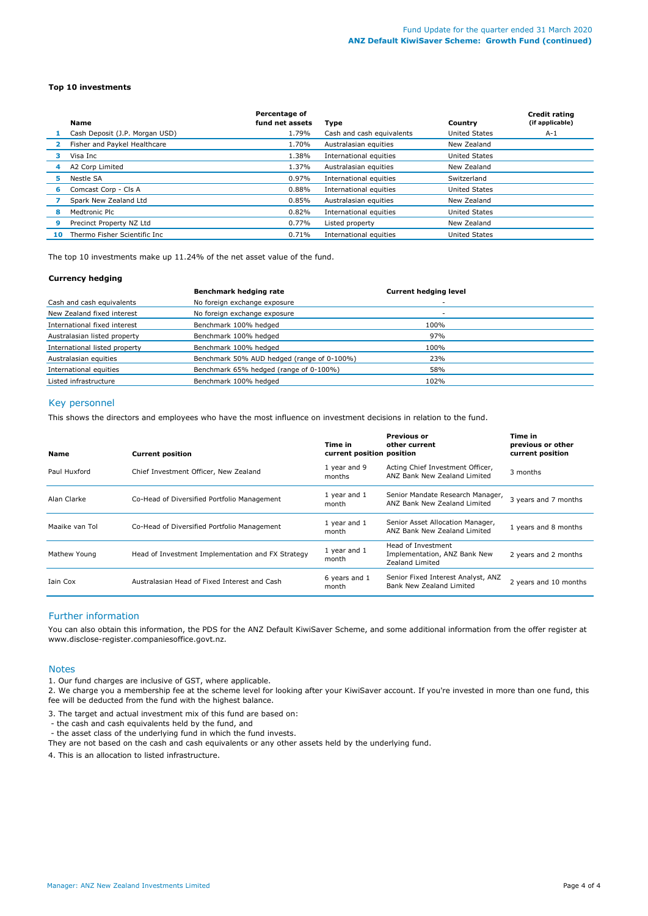### Top 10 investments

| | Name | Percentage of fund net assets | Type | Country | Credit rating (if applicable) |
|---|---|---|---|---|---|
| 1 | Cash Deposit (J.P. Morgan USD) | 1.79% | Cash and cash equivalents | United States | A-1 |
| 2 | Fisher and Paykel Healthcare | 1.70% | Australasian equities | New Zealand | |
| 3 | Visa Inc | 1.38% | International equities | United States | |
| 4 | A2 Corp Limited | 1.37% | Australasian equities | New Zealand | |
| 5 | Nestle SA | 0.97% | International equities | Switzerland | |
| 6 | Comcast Corp - Cls A | 0.88% | International equities | United States | |
| 7 | Spark New Zealand Ltd | 0.85% | Australasian equities | New Zealand | |
| 8 | Medtronic Plc | 0.82% | International equities | United States | |
| 9 | Precinct Property NZ Ltd | 0.77% | Listed property | New Zealand | |
| 10 | Thermo Fisher Scientific Inc | 0.71% | International equities | United States | |

The top 10 investments make up 11.24% of the net asset value of the fund.

### Currency hedging

| | Benchmark hedging rate | Current hedging level |
|---|---|---|
| Cash and cash equivalents | No foreign exchange exposure | - |
| New Zealand fixed interest | No foreign exchange exposure | - |
| International fixed interest | Benchmark 100% hedged | 100% |
| Australasian listed property | Benchmark 100% hedged | 97% |
| International listed property | Benchmark 100% hedged | 100% |
| Australasian equities | Benchmark 50% AUD hedged (range of 0-100%) | 23% |
| International equities | Benchmark 65% hedged (range of 0-100%) | 58% |
| Listed infrastructure | Benchmark 100% hedged | 102% |

## Key personnel

This shows the directors and employees who have the most influence on investment decisions in relation to the fund.

| Name | Current position | Time in current position | Previous or other current position | Time in previous or other current position |
|---|---|---|---|---|
| Paul Huxford | Chief Investment Officer, New Zealand | 1 year and 9 months | Acting Chief Investment Officer, ANZ Bank New Zealand Limited | 3 months |
| Alan Clarke | Co-Head of Diversified Portfolio Management | 1 year and 1 month | Senior Mandate Research Manager, ANZ Bank New Zealand Limited | 3 years and 7 months |
| Maaike van Tol | Co-Head of Diversified Portfolio Management | 1 year and 1 month | Senior Asset Allocation Manager, ANZ Bank New Zealand Limited | 1 years and 8 months |
| Mathew Young | Head of Investment Implementation and FX Strategy | 1 year and 1 month | Head of Investment Implementation, ANZ Bank New Zealand Limited | 2 years and 2 months |
| Iain Cox | Australasian Head of Fixed Interest and Cash | 6 years and 1 month | Senior Fixed Interest Analyst, ANZ Bank New Zealand Limited | 2 years and 10 months |

## Further information

You can also obtain this information, the PDS for the ANZ Default KiwiSaver Scheme, and some additional information from the offer register at www.disclose-register.companiesoffice.govt.nz.

## Notes

1. Our fund charges are inclusive of GST, where applicable.
2. We charge you a membership fee at the scheme level for looking after your KiwiSaver account. If you're invested in more than one fund, this fee will be deducted from the fund with the highest balance.
3. The target and actual investment mix of this fund are based on:
 - the cash and cash equivalents held by the fund, and
 - the asset class of the underlying fund in which the fund invests.

They are not based on the cash and cash equivalents or any other assets held by the underlying fund.

4. This is an allocation to listed infrastructure.

Manager: ANZ New Zealand Investments Limited